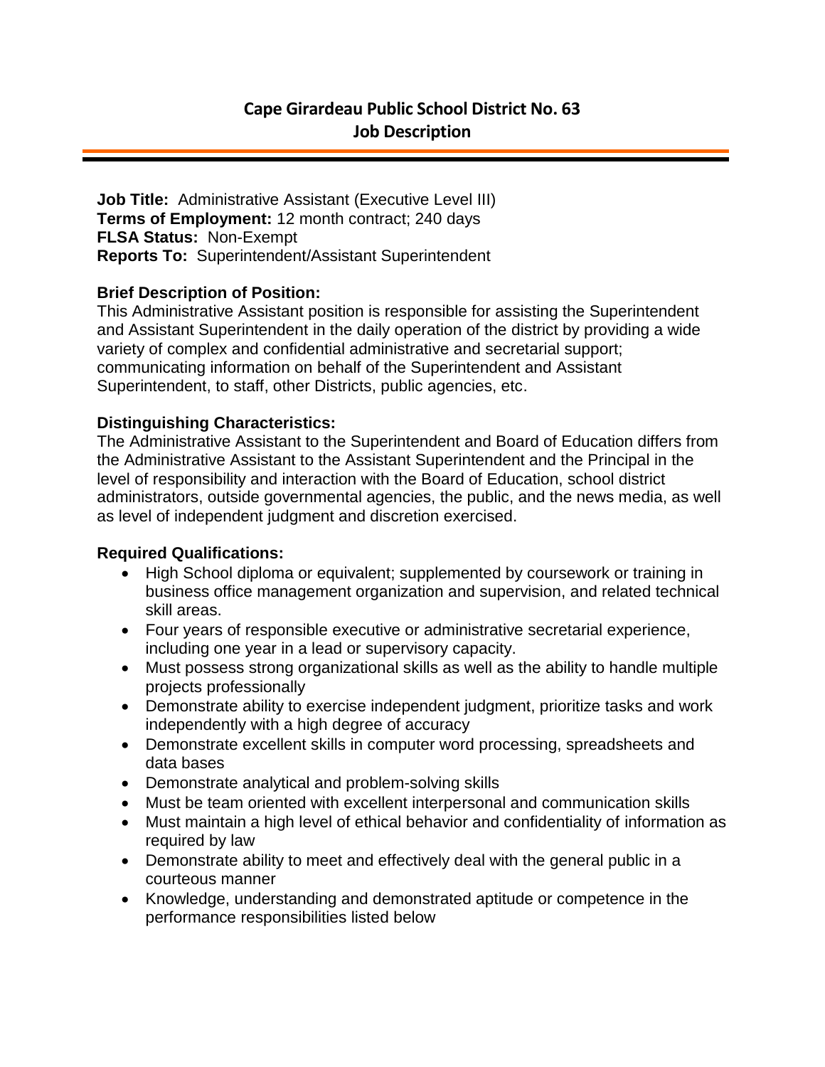# Cape Girardeau Public School District No. 63
## Job Description

**Job Title:** Administrative Assistant (Executive Level III)
**Terms of Employment:** 12 month contract; 240 days
**FLSA Status:** Non-Exempt
**Reports To:** Superintendent/Assistant Superintendent

**Brief Description of Position:**
This Administrative Assistant position is responsible for assisting the Superintendent and Assistant Superintendent in the daily operation of the district by providing a wide variety of complex and confidential administrative and secretarial support; communicating information on behalf of the Superintendent and Assistant Superintendent, to staff, other Districts, public agencies, etc.

**Distinguishing Characteristics:**
The Administrative Assistant to the Superintendent and Board of Education differs from the Administrative Assistant to the Assistant Superintendent and the Principal in the level of responsibility and interaction with the Board of Education, school district administrators, outside governmental agencies, the public, and the news media, as well as level of independent judgment and discretion exercised.

**Required Qualifications:**

- High School diploma or equivalent; supplemented by coursework or training in business office management organization and supervision, and related technical skill areas.
- Four years of responsible executive or administrative secretarial experience, including one year in a lead or supervisory capacity.
- Must possess strong organizational skills as well as the ability to handle multiple projects professionally
- Demonstrate ability to exercise independent judgment, prioritize tasks and work independently with a high degree of accuracy
- Demonstrate excellent skills in computer word processing, spreadsheets and data bases
- Demonstrate analytical and problem-solving skills
- Must be team oriented with excellent interpersonal and communication skills
- Must maintain a high level of ethical behavior and confidentiality of information as required by law
- Demonstrate ability to meet and effectively deal with the general public in a courteous manner
- Knowledge, understanding and demonstrated aptitude or competence in the performance responsibilities listed below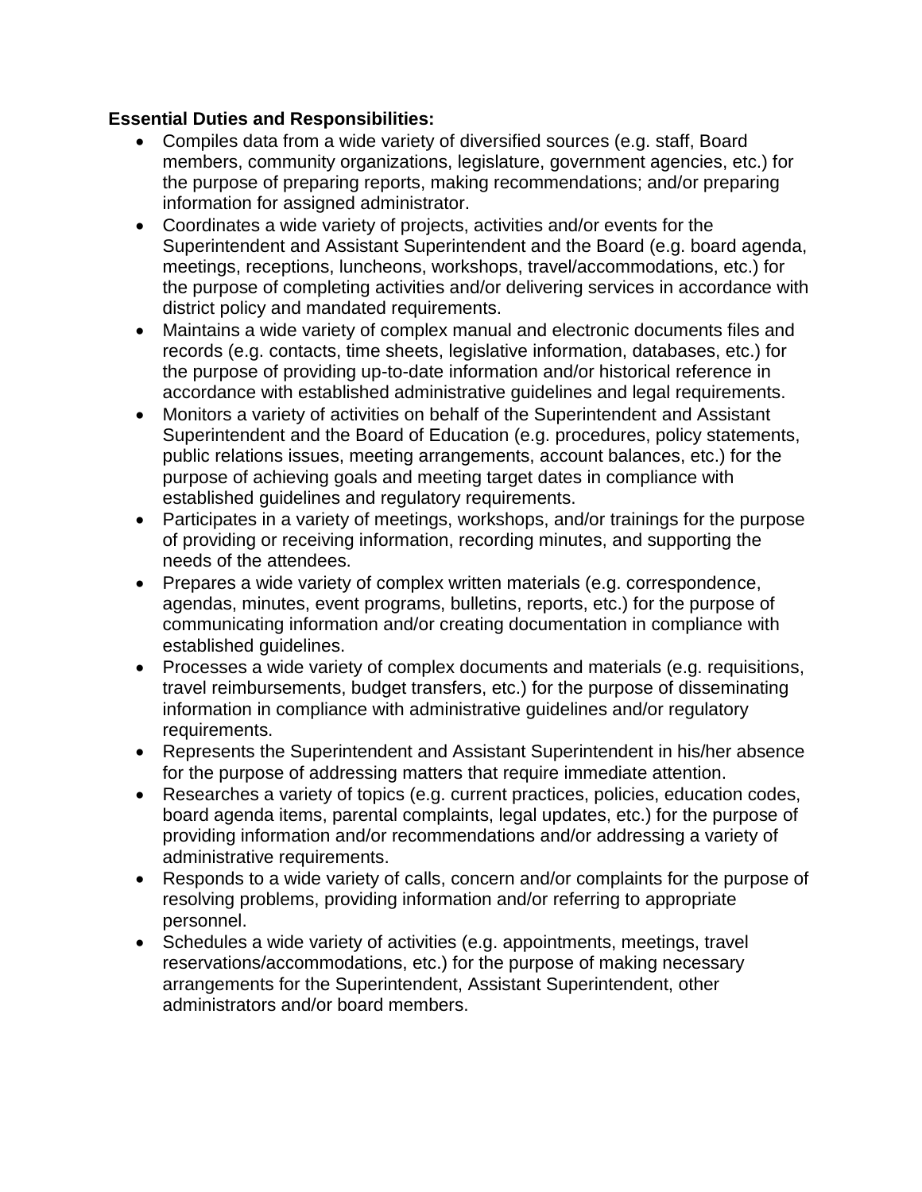**Essential Duties and Responsibilities:**

- Compiles data from a wide variety of diversified sources (e.g. staff, Board members, community organizations, legislature, government agencies, etc.) for the purpose of preparing reports, making recommendations; and/or preparing information for assigned administrator.
- Coordinates a wide variety of projects, activities and/or events for the Superintendent and Assistant Superintendent and the Board (e.g. board agenda, meetings, receptions, luncheons, workshops, travel/accommodations, etc.) for the purpose of completing activities and/or delivering services in accordance with district policy and mandated requirements.
- Maintains a wide variety of complex manual and electronic documents files and records (e.g. contacts, time sheets, legislative information, databases, etc.) for the purpose of providing up-to-date information and/or historical reference in accordance with established administrative guidelines and legal requirements.
- Monitors a variety of activities on behalf of the Superintendent and Assistant Superintendent and the Board of Education (e.g. procedures, policy statements, public relations issues, meeting arrangements, account balances, etc.) for the purpose of achieving goals and meeting target dates in compliance with established guidelines and regulatory requirements.
- Participates in a variety of meetings, workshops, and/or trainings for the purpose of providing or receiving information, recording minutes, and supporting the needs of the attendees.
- Prepares a wide variety of complex written materials (e.g. correspondence, agendas, minutes, event programs, bulletins, reports, etc.) for the purpose of communicating information and/or creating documentation in compliance with established guidelines.
- Processes a wide variety of complex documents and materials (e.g. requisitions, travel reimbursements, budget transfers, etc.) for the purpose of disseminating information in compliance with administrative guidelines and/or regulatory requirements.
- Represents the Superintendent and Assistant Superintendent in his/her absence for the purpose of addressing matters that require immediate attention.
- Researches a variety of topics (e.g. current practices, policies, education codes, board agenda items, parental complaints, legal updates, etc.) for the purpose of providing information and/or recommendations and/or addressing a variety of administrative requirements.
- Responds to a wide variety of calls, concern and/or complaints for the purpose of resolving problems, providing information and/or referring to appropriate personnel.
- Schedules a wide variety of activities (e.g. appointments, meetings, travel reservations/accommodations, etc.) for the purpose of making necessary arrangements for the Superintendent, Assistant Superintendent, other administrators and/or board members.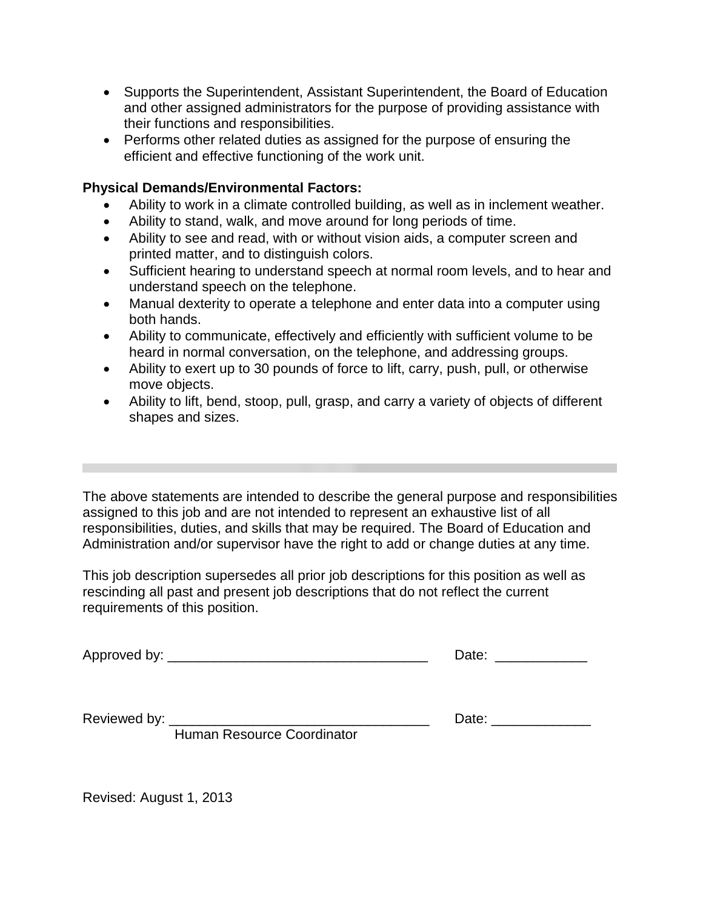- Supports the Superintendent, Assistant Superintendent, the Board of Education and other assigned administrators for the purpose of providing assistance with their functions and responsibilities.
- Performs other related duties as assigned for the purpose of ensuring the efficient and effective functioning of the work unit.

**Physical Demands/Environmental Factors:**

- Ability to work in a climate controlled building, as well as in inclement weather.
- Ability to stand, walk, and move around for long periods of time.
- Ability to see and read, with or without vision aids, a computer screen and printed matter, and to distinguish colors.
- Sufficient hearing to understand speech at normal room levels, and to hear and understand speech on the telephone.
- Manual dexterity to operate a telephone and enter data into a computer using both hands.
- Ability to communicate, effectively and efficiently with sufficient volume to be heard in normal conversation, on the telephone, and addressing groups.
- Ability to exert up to 30 pounds of force to lift, carry, push, pull, or otherwise move objects.
- Ability to lift, bend, stoop, pull, grasp, and carry a variety of objects of different shapes and sizes.

---

The above statements are intended to describe the general purpose and responsibilities assigned to this job and are not intended to represent an exhaustive list of all responsibilities, duties, and skills that may be required. The Board of Education and Administration and/or supervisor have the right to add or change duties at any time.

This job description supersedes all prior job descriptions for this position as well as rescinding all past and present job descriptions that do not reflect the current requirements of this position.

Approved by: ___________________________________ Date: ____________

Reviewed by: ___________________________________ Date: _____________
Human Resource Coordinator

Revised: August 1, 2013